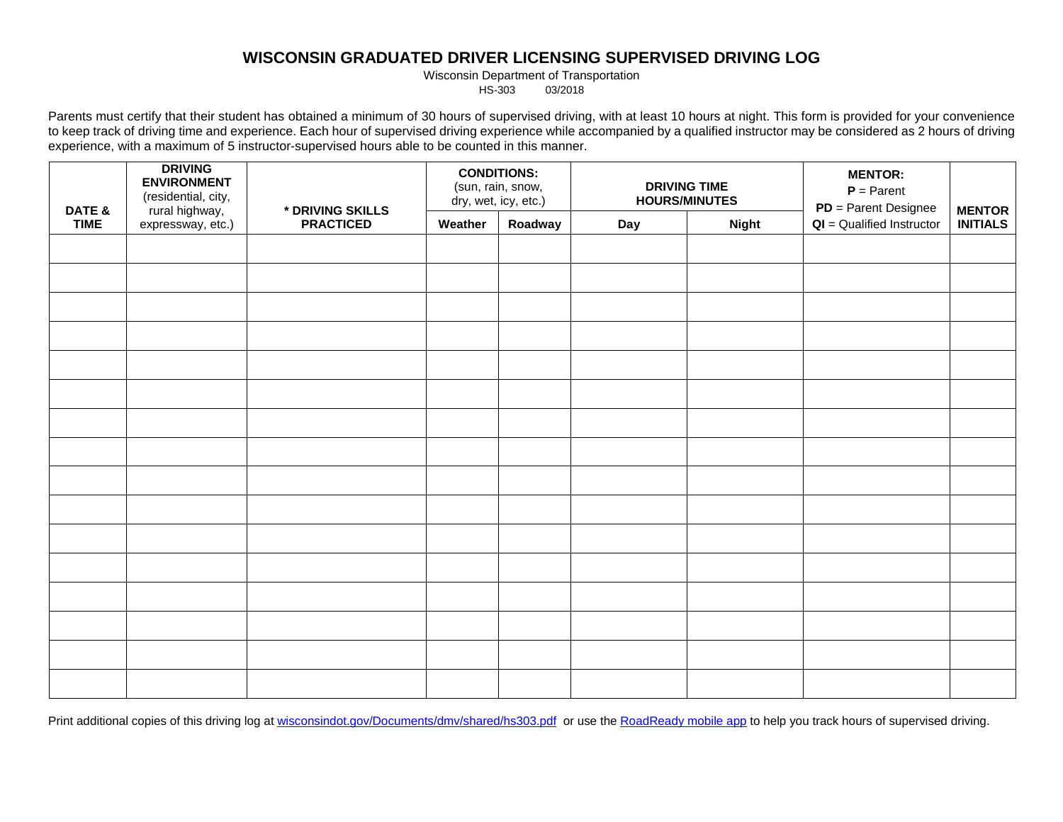# WISCONSIN GRADUATED DRIVER LICENSING SUPERVISED DRIVING LOG

Wisconsin Department of Transportation
HS-303 03/2018

Parents must certify that their student has obtained a minimum of 30 hours of supervised driving, with at least 10 hours at night. This form is provided for your convenience to keep track of driving time and experience. Each hour of supervised driving experience while accompanied by a qualified instructor may be considered as 2 hours of driving experience, with a maximum of 5 instructor-supervised hours able to be counted in this manner.

| DATE & TIME | DRIVING ENVIRONMENT (residential, city, rural highway, expressway, etc.) | * DRIVING SKILLS PRACTICED | CONDITIONS: (sun, rain, snow, dry, wet, icy, etc.) | | DRIVING TIME HOURS/MINUTES | | MENTOR: **P** = Parent **PD** = Parent Designee **QI** = Qualified Instructor | MENTOR INITIALS |
|---|---|---|---|---|---|---|---|---|
| | | | Weather | Roadway | Day | Night | | |
| | | | | | | | | |
| | | | | | | | | |
| | | | | | | | | |
| | | | | | | | | |
| | | | | | | | | |
| | | | | | | | | |
| | | | | | | | | |
| | | | | | | | | |
| | | | | | | | | |
| | | | | | | | | |
| | | | | | | | | |
| | | | | | | | | |
| | | | | | | | | |
| | | | | | | | | |
| | | | | | | | | |
| | | | | | | | | |

Print additional copies of this driving log at wisconsindot.gov/Documents/dmv/shared/hs303.pdf or use the RoadReady mobile app to help you track hours of supervised driving.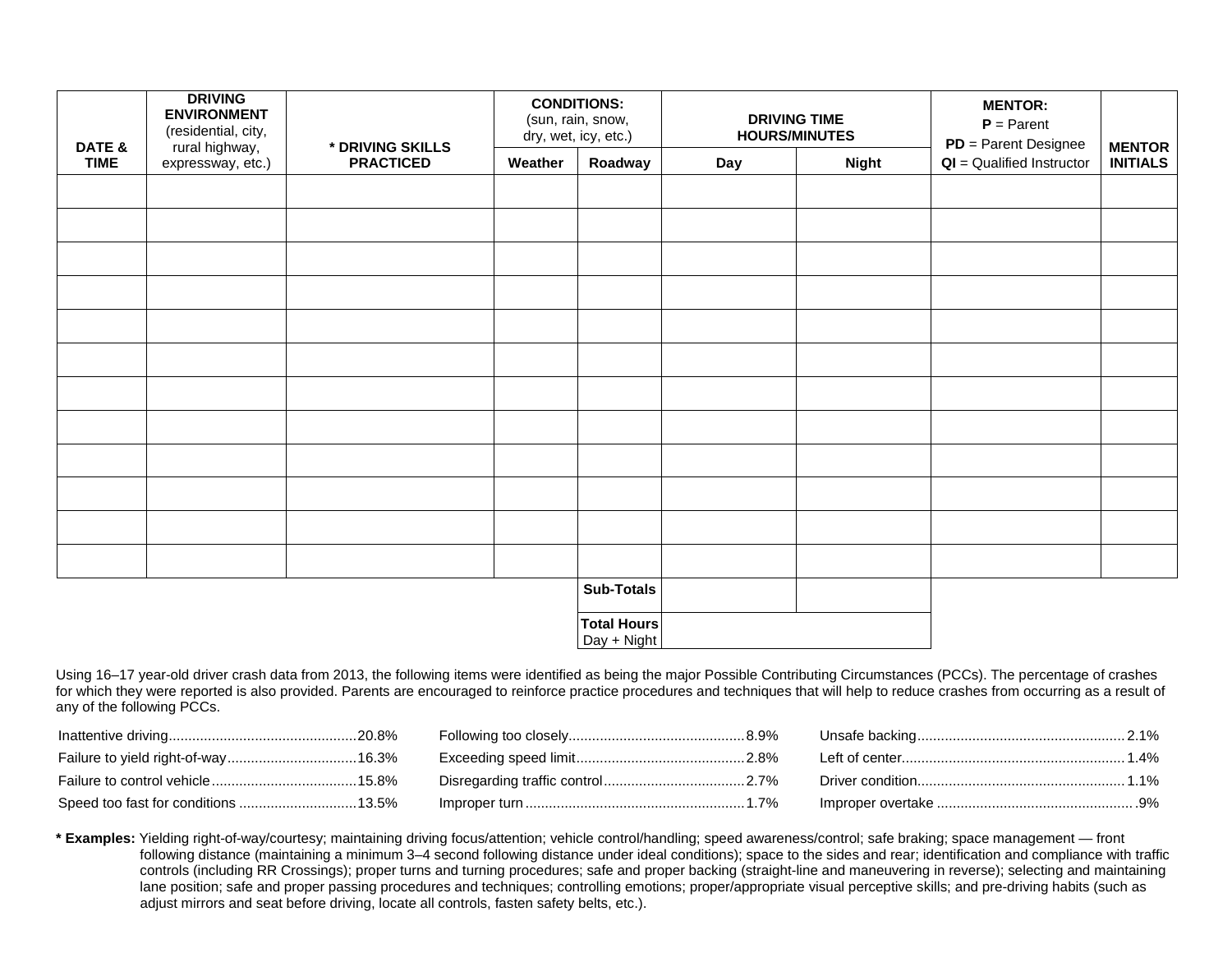| DATE & TIME | DRIVING ENVIRONMENT (residential, city, rural highway, expressway, etc.) | * DRIVING SKILLS PRACTICED | CONDITIONS: (sun, rain, snow, dry, wet, icy, etc.) | | DRIVING TIME HOURS/MINUTES | | MENTOR: **P** = Parent **PD** = Parent Designee **QI** = Qualified Instructor | MENTOR INITIALS |
|---|---|---|---|---|---|---|---|---|
| | | | Weather | Roadway | Day | Night | | |
| | | | | | | | | |
| | | | | | | | | |
| | | | | | | | | |
| | | | | | | | | |
| | | | | | | | | |
| | | | | | | | | |
| | | | | | | | | |
| | | | | | | | | |
| | | | | | | | | |
| | | | | | | | | |
| | | | | | | | | |
| | | | | | | | | |
| | | | | **Sub-Totals** | | | | |
| | | | | **Total Hours** Day + Night | | | | |

Using 16–17 year-old driver crash data from 2013, the following items were identified as being the major Possible Contributing Circumstances (PCCs). The percentage of crashes for which they were reported is also provided. Parents are encouraged to reinforce practice procedures and techniques that will help to reduce crashes from occurring as a result of any of the following PCCs.

| | | | | | |
|---|---|---|---|---|---|
| Inattentive driving | 20.8% | Following too closely | 8.9% | Unsafe backing | 2.1% |
| Failure to yield right-of-way | 16.3% | Exceeding speed limit | 2.8% | Left of center | 1.4% |
| Failure to control vehicle | 15.8% | Disregarding traffic control | 2.7% | Driver condition | 1.1% |
| Speed too fast for conditions | 13.5% | Improper turn | 1.7% | Improper overtake | .9% |

**\* Examples:** Yielding right-of-way/courtesy; maintaining driving focus/attention; vehicle control/handling; speed awareness/control; safe braking; space management — front following distance (maintaining a minimum 3–4 second following distance under ideal conditions); space to the sides and rear; identification and compliance with traffic controls (including RR Crossings); proper turns and turning procedures; safe and proper backing (straight-line and maneuvering in reverse); selecting and maintaining lane position; safe and proper passing procedures and techniques; controlling emotions; proper/appropriate visual perceptive skills; and pre-driving habits (such as adjust mirrors and seat before driving, locate all controls, fasten safety belts, etc.).